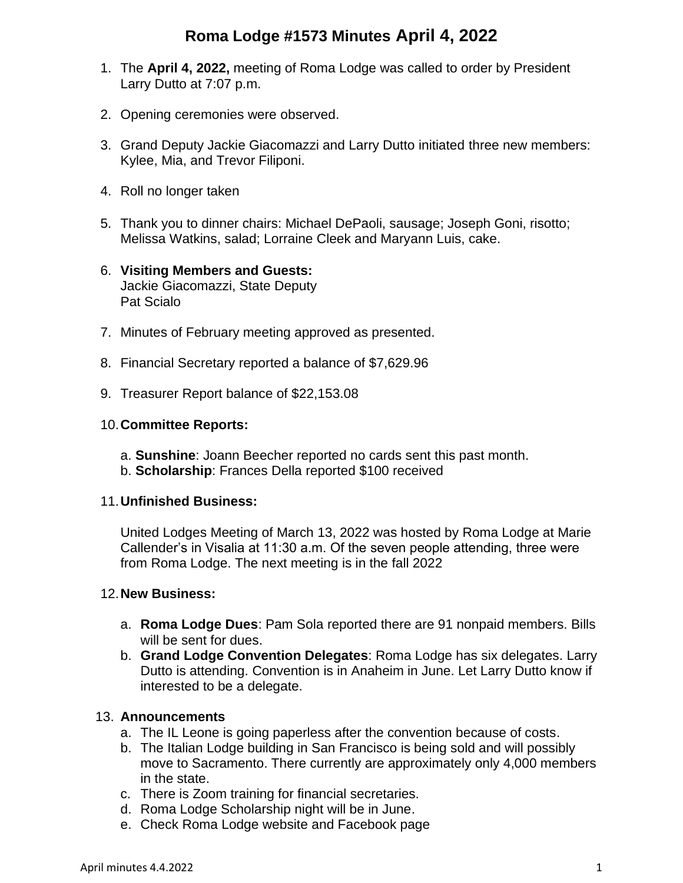# Roma Lodge #1573 Minutes April 4, 2022

1. The **April 4, 2022,** meeting of Roma Lodge was called to order by President Larry Dutto at 7:07 p.m.

2. Opening ceremonies were observed.

3. Grand Deputy Jackie Giacomazzi and Larry Dutto initiated three new members: Kylee, Mia, and Trevor Filiponi.

4. Roll no longer taken

5. Thank you to dinner chairs: Michael DePaoli, sausage; Joseph Goni, risotto; Melissa Watkins, salad; Lorraine Cleek and Maryann Luis, cake.

6. **Visiting Members and Guests:**
   Jackie Giacomazzi, State Deputy
   Pat Scialo

7. Minutes of February meeting approved as presented.

8. Financial Secretary reported a balance of $7,629.96

9. Treasurer Report balance of $22,153.08

10. **Committee Reports:**

    a. **Sunshine**: Joann Beecher reported no cards sent this past month.
    b. **Scholarship**: Frances Della reported $100 received

11. **Unfinished Business:**

    United Lodges Meeting of March 13, 2022 was hosted by Roma Lodge at Marie Callender's in Visalia at 11:30 a.m. Of the seven people attending, three were from Roma Lodge. The next meeting is in the fall 2022

12. **New Business:**

    a. **Roma Lodge Dues**: Pam Sola reported there are 91 nonpaid members. Bills will be sent for dues.
    b. **Grand Lodge Convention Delegates**: Roma Lodge has six delegates. Larry Dutto is attending. Convention is in Anaheim in June. Let Larry Dutto know if interested to be a delegate.

13. **Announcements**
    a. The IL Leone is going paperless after the convention because of costs.
    b. The Italian Lodge building in San Francisco is being sold and will possibly move to Sacramento. There currently are approximately only 4,000 members in the state.
    c. There is Zoom training for financial secretaries.
    d. Roma Lodge Scholarship night will be in June.
    e. Check Roma Lodge website and Facebook page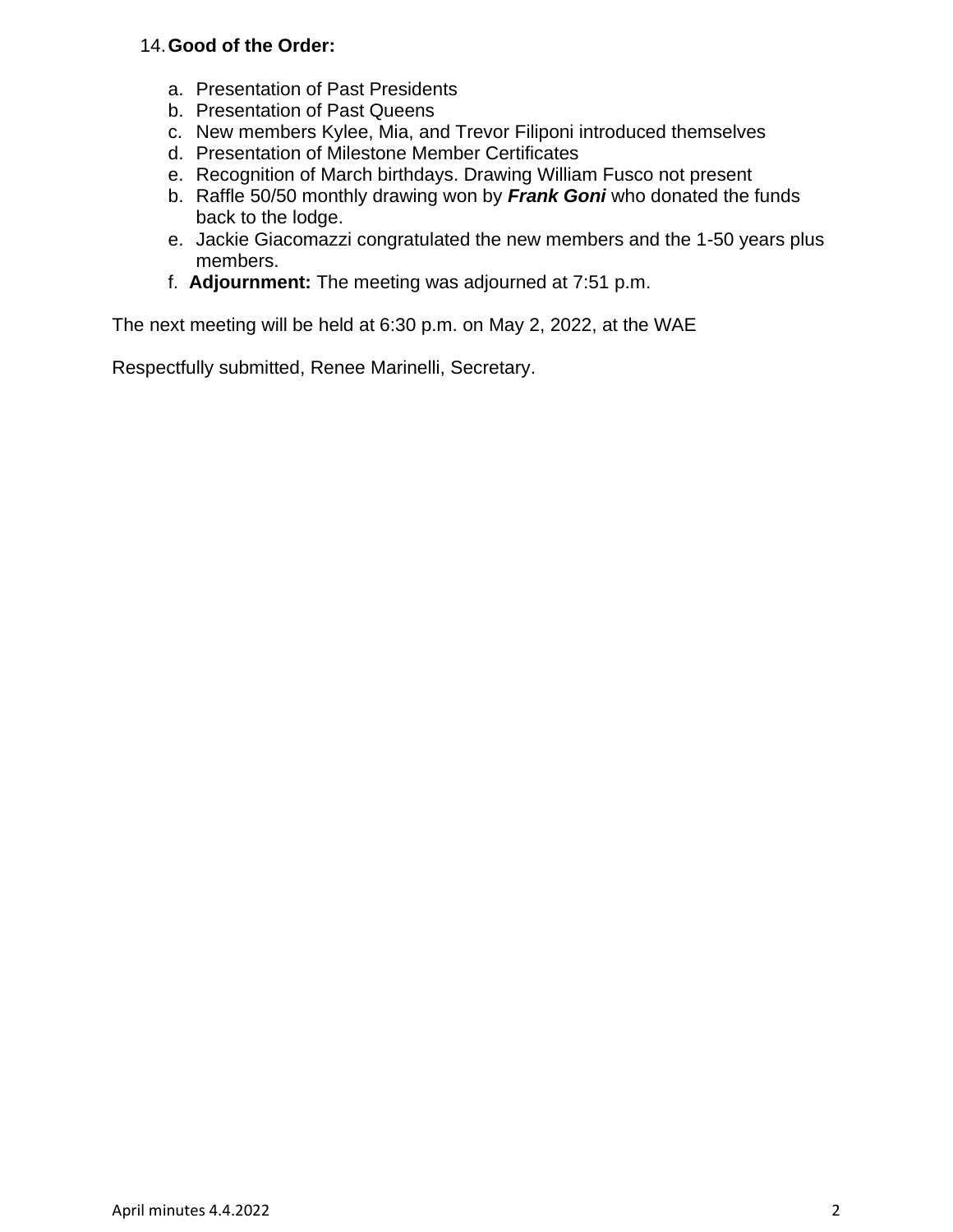14. **Good of the Order:**

   a. Presentation of Past Presidents
   b. Presentation of Past Queens
   c. New members Kylee, Mia, and Trevor Filiponi introduced themselves
   d. Presentation of Milestone Member Certificates
   e. Recognition of March birthdays. Drawing William Fusco not present
   b. Raffle 50/50 monthly drawing won by ***Frank Goni*** who donated the funds back to the lodge.
   e. Jackie Giacomazzi congratulated the new members and the 1-50 years plus members.
   f. **Adjournment:** The meeting was adjourned at 7:51 p.m.

The next meeting will be held at 6:30 p.m. on May 2, 2022, at the WAE

Respectfully submitted, Renee Marinelli, Secretary.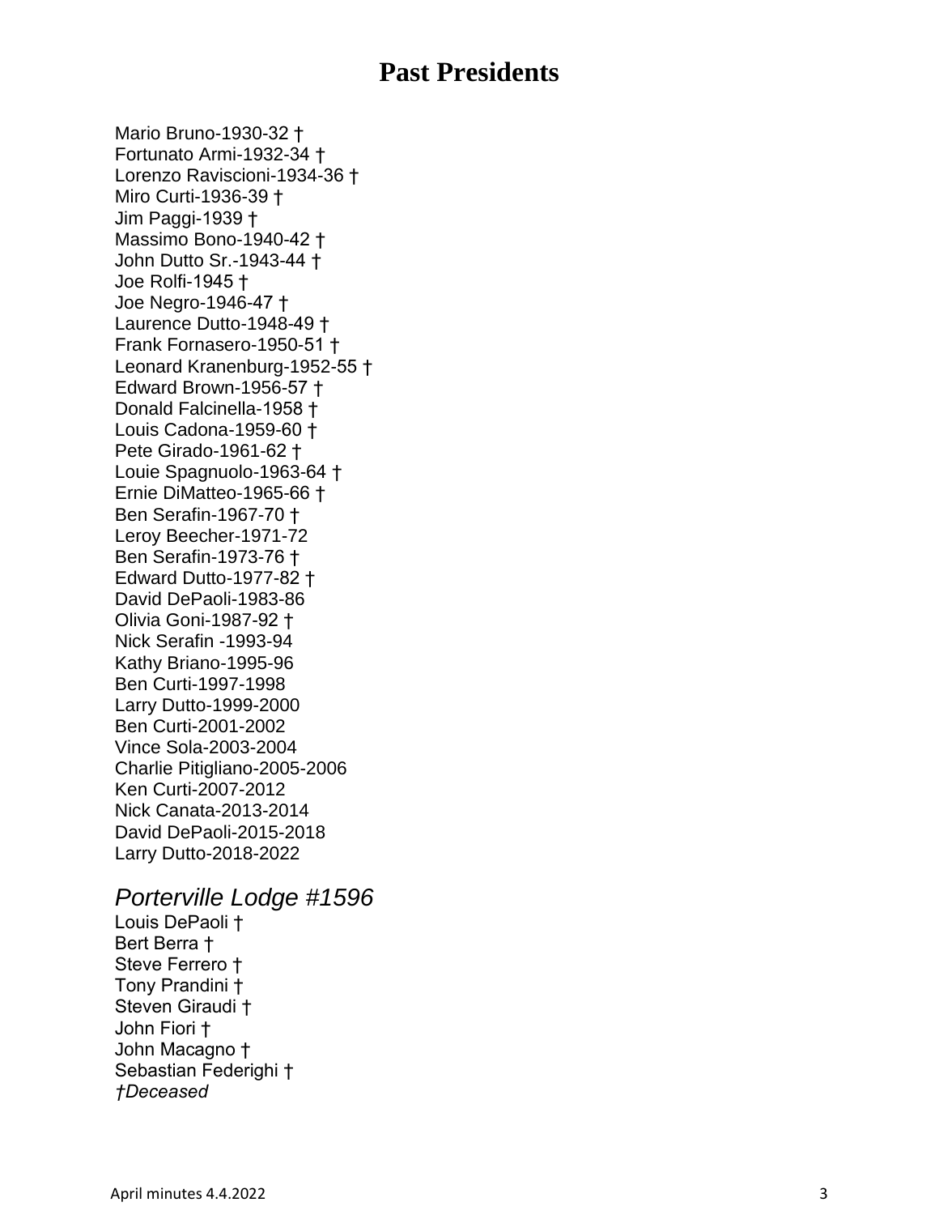# Past Presidents

Mario Bruno-1930-32 †
Fortunato Armi-1932-34 †
Lorenzo Raviscioni-1934-36 †
Miro Curti-1936-39 †
Jim Paggi-1939 †
Massimo Bono-1940-42 †
John Dutto Sr.-1943-44 †
Joe Rolfi-1945 †
Joe Negro-1946-47 †
Laurence Dutto-1948-49 †
Frank Fornasero-1950-51 †
Leonard Kranenburg-1952-55 †
Edward Brown-1956-57 †
Donald Falcinella-1958 †
Louis Cadona-1959-60 †
Pete Girado-1961-62 †
Louie Spagnuolo-1963-64 †
Ernie DiMatteo-1965-66 †
Ben Serafin-1967-70 †
Leroy Beecher-1971-72
Ben Serafin-1973-76 †
Edward Dutto-1977-82 †
David DePaoli-1983-86
Olivia Goni-1987-92 †
Nick Serafin -1993-94
Kathy Briano-1995-96
Ben Curti-1997-1998
Larry Dutto-1999-2000
Ben Curti-2001-2002
Vince Sola-2003-2004
Charlie Pitigliano-2005-2006
Ken Curti-2007-2012
Nick Canata-2013-2014
David DePaoli-2015-2018
Larry Dutto-2018-2022

## *Porterville Lodge #1596*

Louis DePaoli †
Bert Berra †
Steve Ferrero †
Tony Prandini †
Steven Giraudi †
John Fiori †
John Macagno †
Sebastian Federighi †
*†Deceased*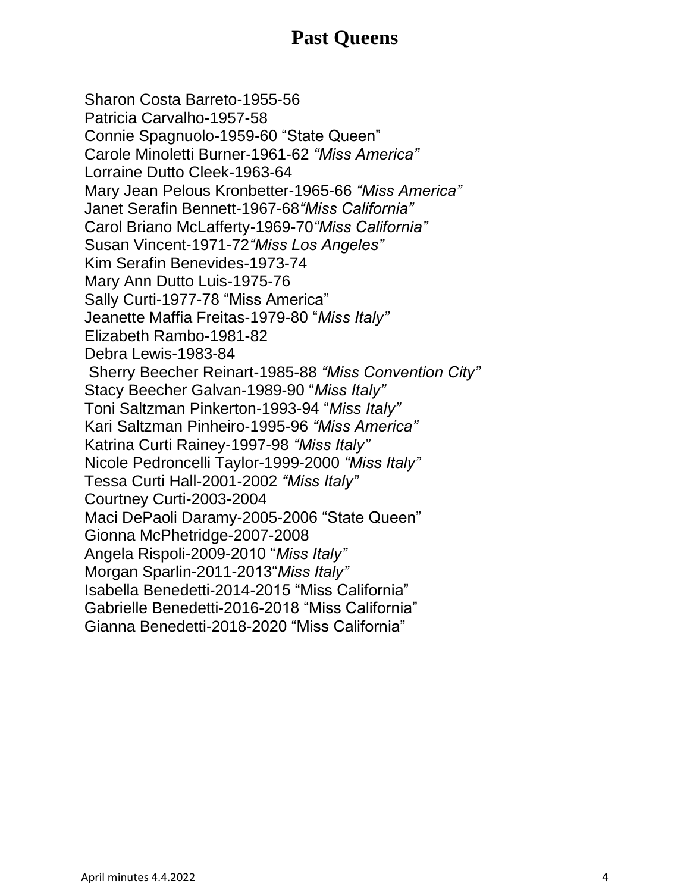# Past Queens

Sharon Costa Barreto-1955-56  
Patricia Carvalho-1957-58  
Connie Spagnuolo-1959-60 “State Queen”  
Carole Minoletti Burner-1961-62 *“Miss America”*  
Lorraine Dutto Cleek-1963-64  
Mary Jean Pelous Kronbetter-1965-66 *“Miss America”*  
Janet Serafin Bennett-1967-68*“Miss California”*  
Carol Briano McLafferty-1969-70*“Miss California”*  
Susan Vincent-1971-72*“Miss Los Angeles”*  
Kim Serafin Benevides-1973-74  
Mary Ann Dutto Luis-1975-76  
Sally Curti-1977-78 “Miss America”  
Jeanette Maffia Freitas-1979-80 “*Miss Italy”*  
Elizabeth Rambo-1981-82  
Debra Lewis-1983-84  
Sherry Beecher Reinart-1985-88 *“Miss Convention City”*  
Stacy Beecher Galvan-1989-90 “*Miss Italy”*  
Toni Saltzman Pinkerton-1993-94 “*Miss Italy”*  
Kari Saltzman Pinheiro-1995-96 *“Miss America”*  
Katrina Curti Rainey-1997-98 *“Miss Italy”*  
Nicole Pedroncelli Taylor-1999-2000 *“Miss Italy”*  
Tessa Curti Hall-2001-2002 *“Miss Italy”*  
Courtney Curti-2003-2004  
Maci DePaoli Daramy-2005-2006 “State Queen”  
Gionna McPhetridge-2007-2008  
Angela Rispoli-2009-2010 “*Miss Italy”*  
Morgan Sparlin-2011-2013“*Miss Italy”*  
Isabella Benedetti-2014-2015 “Miss California”  
Gabrielle Benedetti-2016-2018 “Miss California”  
Gianna Benedetti-2018-2020 “Miss California”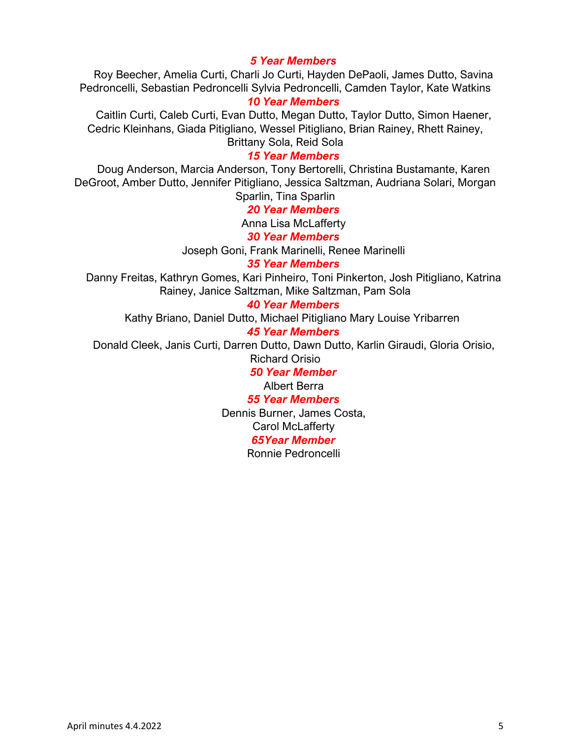***5 Year Members***

Roy Beecher, Amelia Curti, Charli Jo Curti, Hayden DePaoli, James Dutto, Savina Pedroncelli, Sebastian Pedroncelli Sylvia Pedroncelli, Camden Taylor, Kate Watkins

***10 Year Members***

Caitlin Curti, Caleb Curti, Evan Dutto, Megan Dutto, Taylor Dutto, Simon Haener, Cedric Kleinhans, Giada Pitigliano, Wessel Pitigliano, Brian Rainey, Rhett Rainey, Brittany Sola, Reid Sola

***15 Year Members***

Doug Anderson, Marcia Anderson, Tony Bertorelli, Christina Bustamante, Karen DeGroot, Amber Dutto, Jennifer Pitigliano, Jessica Saltzman, Audriana Solari, Morgan Sparlin, Tina Sparlin

***20 Year Members***

Anna Lisa McLafferty

***30 Year Members***

Joseph Goni, Frank Marinelli, Renee Marinelli

***35 Year Members***

Danny Freitas, Kathryn Gomes, Kari Pinheiro, Toni Pinkerton, Josh Pitigliano, Katrina Rainey, Janice Saltzman, Mike Saltzman, Pam Sola

***40 Year Members***

Kathy Briano, Daniel Dutto, Michael Pitigliano Mary Louise Yribarren

***45 Year Members***

Donald Cleek, Janis Curti, Darren Dutto, Dawn Dutto, Karlin Giraudi, Gloria Orisio, Richard Orisio

***50 Year Member***

Albert Berra

***55 Year Members***

Dennis Burner, James Costa,
Carol McLafferty

***65Year Member***

Ronnie Pedroncelli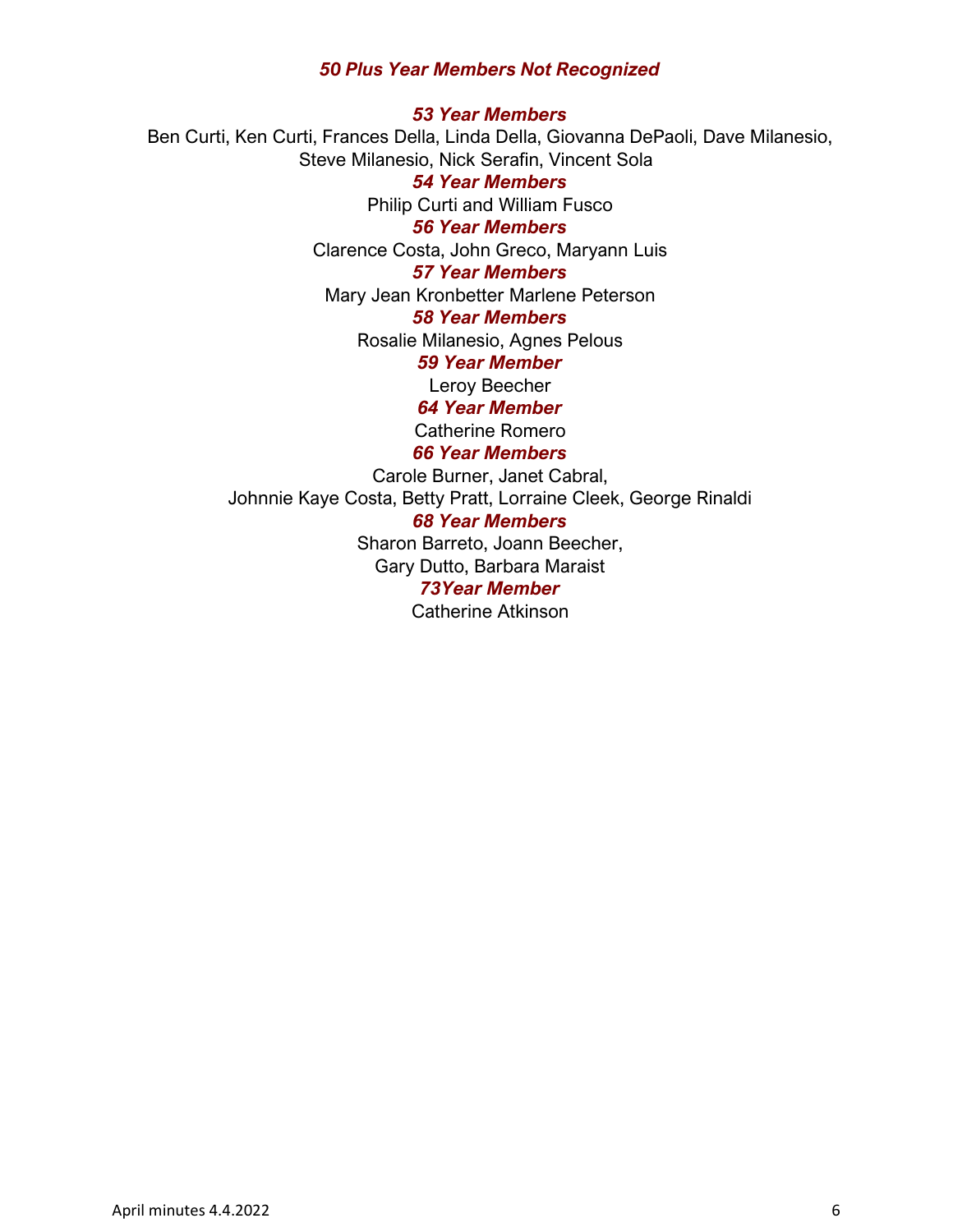### *50 Plus Year Members Not Recognized*

***53 Year Members***

Ben Curti, Ken Curti, Frances Della, Linda Della, Giovanna DePaoli, Dave Milanesio, Steve Milanesio, Nick Serafin, Vincent Sola

***54 Year Members***

Philip Curti and William Fusco

***56 Year Members***

Clarence Costa, John Greco, Maryann Luis

***57 Year Members***

Mary Jean Kronbetter Marlene Peterson

***58 Year Members***

Rosalie Milanesio, Agnes Pelous

***59 Year Member***

Leroy Beecher

***64 Year Member***

Catherine Romero

***66 Year Members***

Carole Burner, Janet Cabral,
Johnnie Kaye Costa, Betty Pratt, Lorraine Cleek, George Rinaldi

***68 Year Members***

Sharon Barreto, Joann Beecher,
Gary Dutto, Barbara Maraist

***73Year Member***

Catherine Atkinson